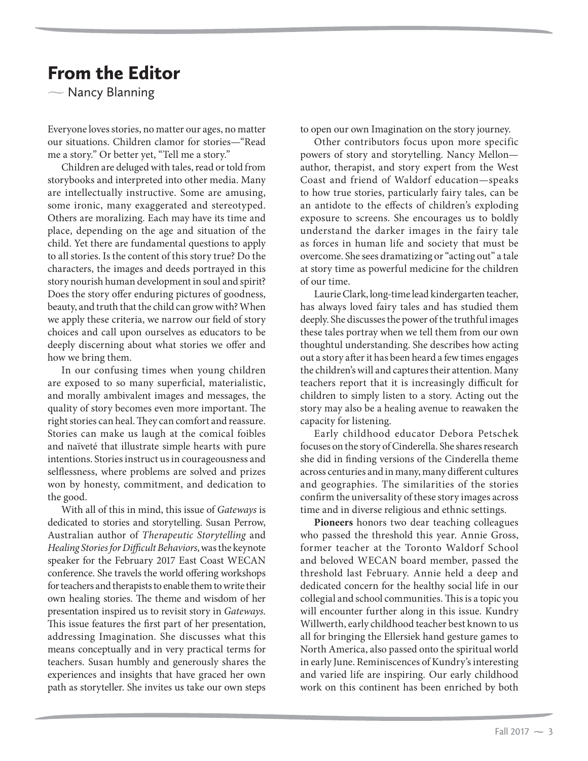# From the Editor

— Nancy Blanning

Everyone loves stories, no matter our ages, no matter our situations. Children clamor for stories—"Read me a story." Or better yet, "Tell me a story."

Children are deluged with tales, read or told from storybooks and interpreted into other media. Many are intellectually instructive. Some are amusing, some ironic, many exaggerated and stereotyped. Others are moralizing. Each may have its time and place, depending on the age and situation of the child. Yet there are fundamental questions to apply to all stories. Is the content of this story true? Do the characters, the images and deeds portrayed in this story nourish human development in soul and spirit? Does the story offer enduring pictures of goodness, beauty, and truth that the child can grow with? When we apply these criteria, we narrow our field of story choices and call upon ourselves as educators to be deeply discerning about what stories we offer and how we bring them.

In our confusing times when young children are exposed to so many superficial, materialistic, and morally ambivalent images and messages, the quality of story becomes even more important. The right stories can heal. They can comfort and reassure. Stories can make us laugh at the comical foibles and naïveté that illustrate simple hearts with pure intentions. Stories instruct us in courageousness and selflessness, where problems are solved and prizes won by honesty, commitment, and dedication to the good.

With all of this in mind, this issue of *Gateways* is dedicated to stories and storytelling. Susan Perrow, Australian author of *Therapeutic Storytelling* and *Healing Stories for Difficult Behaviors*, was the keynote speaker for the February 2017 East Coast WECAN conference. She travels the world offering workshops for teachers and therapists to enable them to write their own healing stories. The theme and wisdom of her presentation inspired us to revisit story in *Gateways*. This issue features the first part of her presentation, addressing Imagination. She discusses what this means conceptually and in very practical terms for teachers. Susan humbly and generously shares the experiences and insights that have graced her own path as storyteller. She invites us take our own steps to open our own Imagination on the story journey.

Other contributors focus upon more specific powers of story and storytelling. Nancy Mellon—author, therapist, and story expert from the West Coast and friend of Waldorf education—speaks to how true stories, particularly fairy tales, can be an antidote to the effects of children's exploding exposure to screens. She encourages us to boldly understand the darker images in the fairy tale as forces in human life and society that must be overcome. She sees dramatizing or "acting out" a tale at story time as powerful medicine for the children of our time.

Laurie Clark, long-time lead kindergarten teacher, has always loved fairy tales and has studied them deeply. She discusses the power of the truthful images these tales portray when we tell them from our own thoughtful understanding. She describes how acting out a story after it has been heard a few times engages the children's will and captures their attention. Many teachers report that it is increasingly difficult for children to simply listen to a story. Acting out the story may also be a healing avenue to reawaken the capacity for listening.

Early childhood educator Debora Petschek focuses on the story of Cinderella. She shares research she did in finding versions of the Cinderella theme across centuries and in many, many different cultures and geographies. The similarities of the stories confirm the universality of these story images across time and in diverse religious and ethnic settings.

**Pioneers** honors two dear teaching colleagues who passed the threshold this year. Annie Gross, former teacher at the Toronto Waldorf School and beloved WECAN board member, passed the threshold last February. Annie held a deep and dedicated concern for the healthy social life in our collegial and school communities. This is a topic you will encounter further along in this issue. Kundry Willwerth, early childhood teacher best known to us all for bringing the Ellersiek hand gesture games to North America, also passed onto the spiritual world in early June. Reminiscences of Kundry's interesting and varied life are inspiring. Our early childhood work on this continent has been enriched by both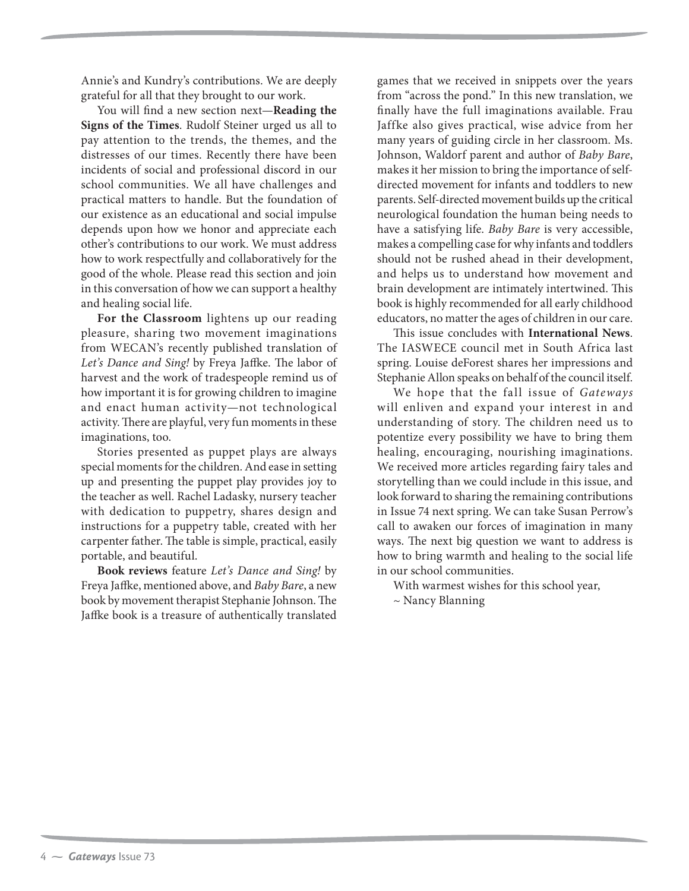Annie's and Kundry's contributions. We are deeply grateful for all that they brought to our work.

You will find a new section next—**Reading the Signs of the Times**. Rudolf Steiner urged us all to pay attention to the trends, the themes, and the distresses of our times. Recently there have been incidents of social and professional discord in our school communities. We all have challenges and practical matters to handle. But the foundation of our existence as an educational and social impulse depends upon how we honor and appreciate each other's contributions to our work. We must address how to work respectfully and collaboratively for the good of the whole. Please read this section and join in this conversation of how we can support a healthy and healing social life.

**For the Classroom** lightens up our reading pleasure, sharing two movement imaginations from WECAN's recently published translation of *Let's Dance and Sing!* by Freya Jaffke. The labor of harvest and the work of tradespeople remind us of how important it is for growing children to imagine and enact human activity—not technological activity. There are playful, very fun moments in these imaginations, too.

Stories presented as puppet plays are always special moments for the children. And ease in setting up and presenting the puppet play provides joy to the teacher as well. Rachel Ladasky, nursery teacher with dedication to puppetry, shares design and instructions for a puppetry table, created with her carpenter father. The table is simple, practical, easily portable, and beautiful.

**Book reviews** feature *Let's Dance and Sing!* by Freya Jaffke, mentioned above, and *Baby Bare*, a new book by movement therapist Stephanie Johnson. The Jaffke book is a treasure of authentically translated games that we received in snippets over the years from "across the pond." In this new translation, we finally have the full imaginations available. Frau Jaffke also gives practical, wise advice from her many years of guiding circle in her classroom. Ms. Johnson, Waldorf parent and author of *Baby Bare*, makes it her mission to bring the importance of self-directed movement for infants and toddlers to new parents. Self-directed movement builds up the critical neurological foundation the human being needs to have a satisfying life. *Baby Bare* is very accessible, makes a compelling case for why infants and toddlers should not be rushed ahead in their development, and helps us to understand how movement and brain development are intimately intertwined. This book is highly recommended for all early childhood educators, no matter the ages of children in our care.

This issue concludes with **International News**. The IASWECE council met in South Africa last spring. Louise deForest shares her impressions and Stephanie Allon speaks on behalf of the council itself.

We hope that the fall issue of *Gateways* will enliven and expand your interest in and understanding of story. The children need us to potentize every possibility we have to bring them healing, encouraging, nourishing imaginations. We received more articles regarding fairy tales and storytelling than we could include in this issue, and look forward to sharing the remaining contributions in Issue 74 next spring. We can take Susan Perrow's call to awaken our forces of imagination in many ways. The next big question we want to address is how to bring warmth and healing to the social life in our school communities.

With warmest wishes for this school year,

~ Nancy Blanning